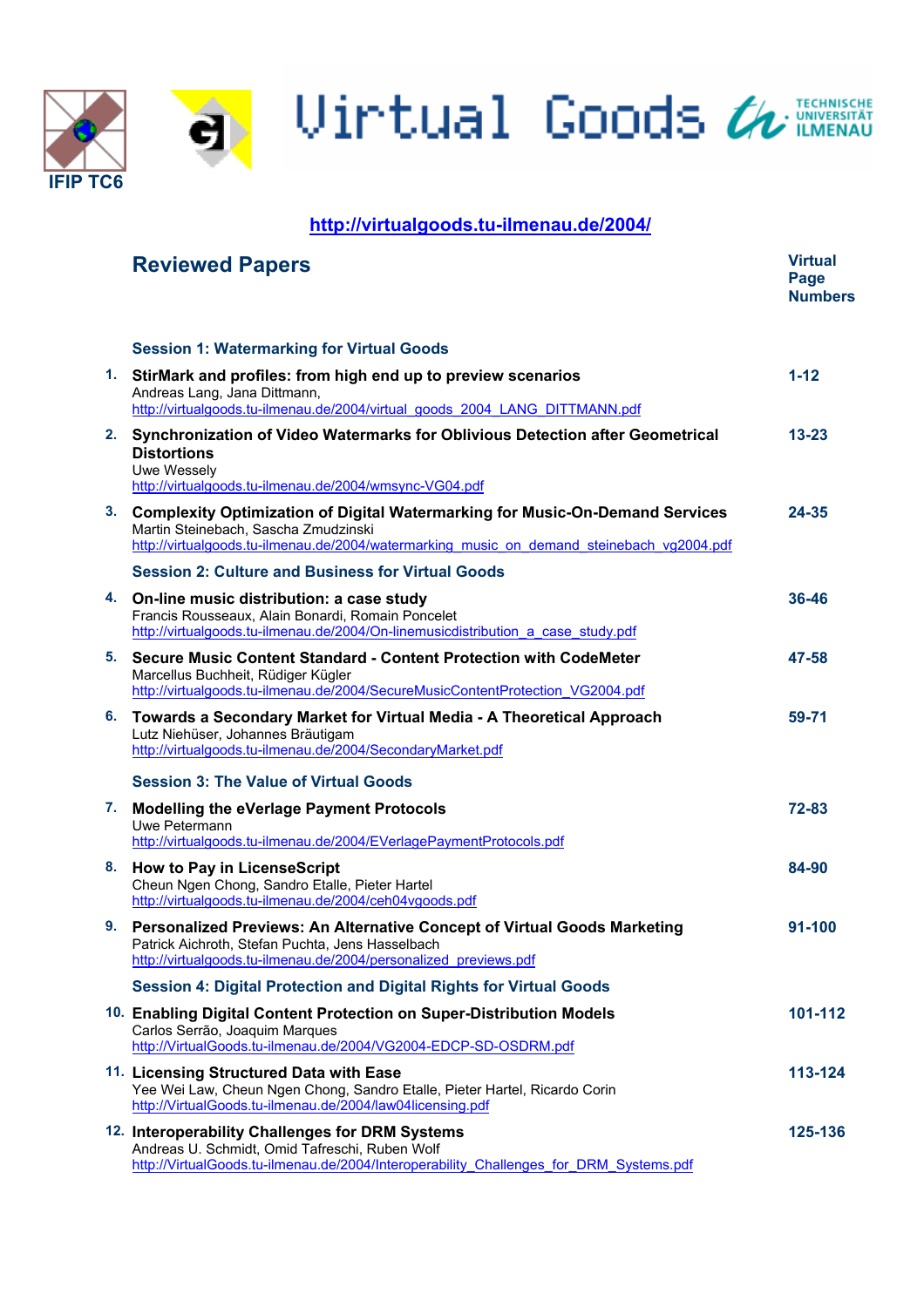IFIP TC6

# Virtual Goods

TECHNISCHE UNIVERSITÄT ILMENAU

http://virtualgoods.tu-ilmenau.de/2004/

## Reviewed Papers

**Virtual Page Numbers**

### Session 1: Watermarking for Virtual Goods

1. **StirMark and profiles: from high end up to preview scenarios** — **1-12**
   Andreas Lang, Jana Dittmann,
   http://virtualgoods.tu-ilmenau.de/2004/virtual_goods_2004_LANG_DITTMANN.pdf

2. **Synchronization of Video Watermarks for Oblivious Detection after Geometrical Distortions** — **13-23**
   Uwe Wessely
   http://virtualgoods.tu-ilmenau.de/2004/wmsync-VG04.pdf

3. **Complexity Optimization of Digital Watermarking for Music-On-Demand Services** — **24-35**
   Martin Steinebach, Sascha Zmudzinski
   http://virtualgoods.tu-ilmenau.de/2004/watermarking_music_on_demand_steinebach_vg2004.pdf

### Session 2: Culture and Business for Virtual Goods

4. **On-line music distribution: a case study** — **36-46**
   Francis Rousseaux, Alain Bonardi, Romain Poncelet
   http://virtualgoods.tu-ilmenau.de/2004/On-linemusicdistribution_a_case_study.pdf

5. **Secure Music Content Standard - Content Protection with CodeMeter** — **47-58**
   Marcellus Buchheit, Rüdiger Kügler
   http://virtualgoods.tu-ilmenau.de/2004/SecureMusicContentProtection_VG2004.pdf

6. **Towards a Secondary Market for Virtual Media - A Theoretical Approach** — **59-71**
   Lutz Niehüser, Johannes Bräutigam
   http://virtualgoods.tu-ilmenau.de/2004/SecondaryMarket.pdf

### Session 3: The Value of Virtual Goods

7. **Modelling the eVerlage Payment Protocols** — **72-83**
   Uwe Petermann
   http://virtualgoods.tu-ilmenau.de/2004/EVerlagePaymentProtocols.pdf

8. **How to Pay in LicenseScript** — **84-90**
   Cheun Ngen Chong, Sandro Etalle, Pieter Hartel
   http://virtualgoods.tu-ilmenau.de/2004/ceh04vgoods.pdf

9. **Personalized Previews: An Alternative Concept of Virtual Goods Marketing** — **91-100**
   Patrick Aichroth, Stefan Puchta, Jens Hasselbach
   http://virtualgoods.tu-ilmenau.de/2004/personalized_previews.pdf

### Session 4: Digital Protection and Digital Rights for Virtual Goods

10. **Enabling Digital Content Protection on Super-Distribution Models** — **101-112**
    Carlos Serrão, Joaquim Marques
    http://VirtualGoods.tu-ilmenau.de/2004/VG2004-EDCP-SD-OSDRM.pdf

11. **Licensing Structured Data with Ease** — **113-124**
    Yee Wei Law, Cheun Ngen Chong, Sandro Etalle, Pieter Hartel, Ricardo Corin
    http://VirtualGoods.tu-ilmenau.de/2004/law04licensing.pdf

12. **Interoperability Challenges for DRM Systems** — **125-136**
    Andreas U. Schmidt, Omid Tafreschi, Ruben Wolf
    http://VirtualGoods.tu-ilmenau.de/2004/Interoperability_Challenges_for_DRM_Systems.pdf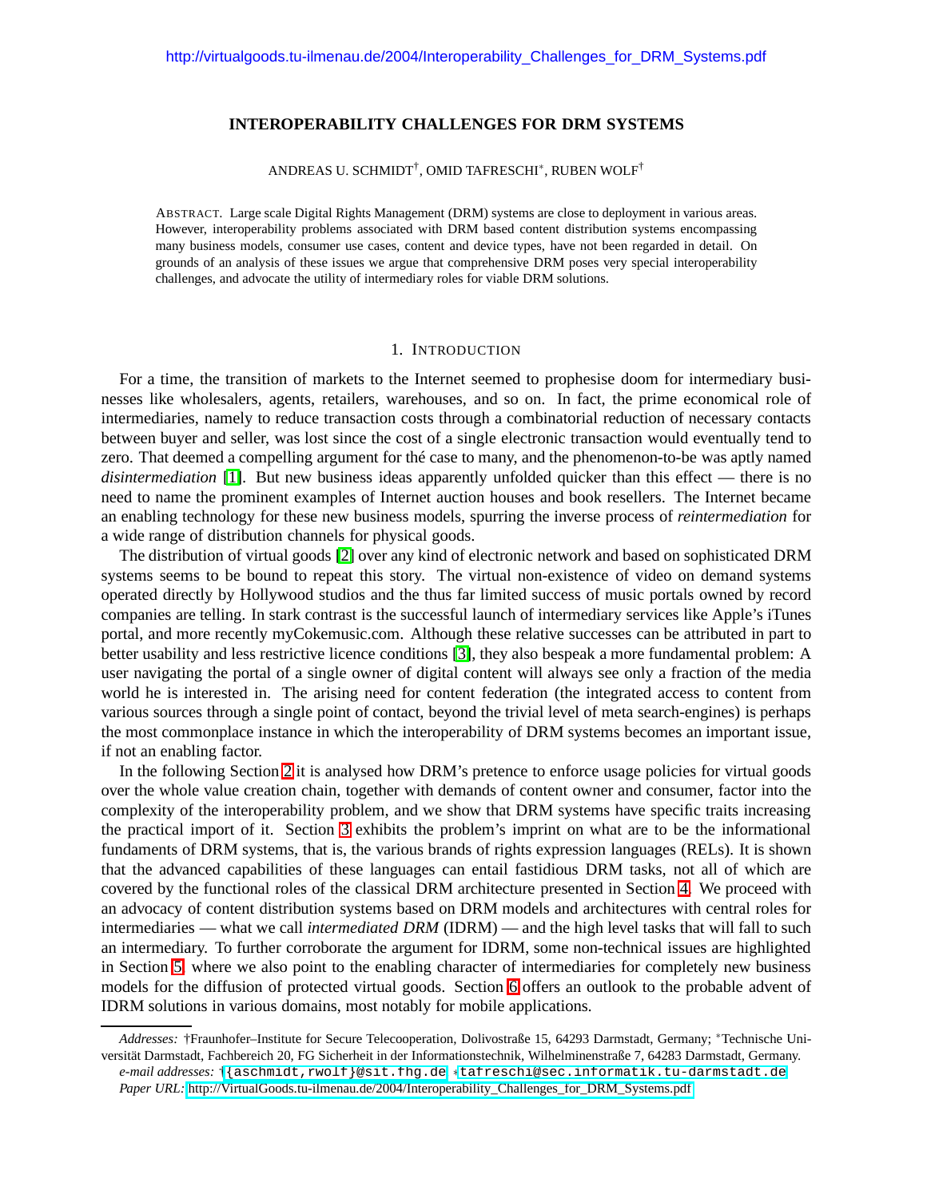http://virtualgoods.tu-ilmenau.de/2004/Interoperability_Challenges_for_DRM_Systems.pdf

# INTEROPERABILITY CHALLENGES FOR DRM SYSTEMS

ANDREAS U. SCHMIDT[†], OMID TAFRESCHI[*], RUBEN WOLF[†]

ABSTRACT. Large scale Digital Rights Management (DRM) systems are close to deployment in various areas. However, interoperability problems associated with DRM based content distribution systems encompassing many business models, consumer use cases, content and device types, have not been regarded in detail. On grounds of an analysis of these issues we argue that comprehensive DRM poses very special interoperability challenges, and advocate the utility of intermediary roles for viable DRM solutions.

## 1. INTRODUCTION

For a time, the transition of markets to the Internet seemed to prophesise doom for intermediary businesses like wholesalers, agents, retailers, warehouses, and so on. In fact, the prime economical role of intermediaries, namely to reduce transaction costs through a combinatorial reduction of necessary contacts between buyer and seller, was lost since the cost of a single electronic transaction would eventually tend to zero. That deemed a compelling argument for thé case to many, and the phenomenon-to-be was aptly named *disintermediation* [1]. But new business ideas apparently unfolded quicker than this effect — there is no need to name the prominent examples of Internet auction houses and book resellers. The Internet became an enabling technology for these new business models, spurring the inverse process of *reintermediation* for a wide range of distribution channels for physical goods.

The distribution of virtual goods [2] over any kind of electronic network and based on sophisticated DRM systems seems to be bound to repeat this story. The virtual non-existence of video on demand systems operated directly by Hollywood studios and the thus far limited success of music portals owned by record companies are telling. In stark contrast is the successful launch of intermediary services like Apple's iTunes portal, and more recently myCokemusic.com. Although these relative successes can be attributed in part to better usability and less restrictive licence conditions [3], they also bespeak a more fundamental problem: A user navigating the portal of a single owner of digital content will always see only a fraction of the media world he is interested in. The arising need for content federation (the integrated access to content from various sources through a single point of contact, beyond the trivial level of meta search-engines) is perhaps the most commonplace instance in which the interoperability of DRM systems becomes an important issue, if not an enabling factor.

In the following Section 2 it is analysed how DRM's pretence to enforce usage policies for virtual goods over the whole value creation chain, together with demands of content owner and consumer, factor into the complexity of the interoperability problem, and we show that DRM systems have specific traits increasing the practical import of it. Section 3 exhibits the problem's imprint on what are to be the informational fundaments of DRM systems, that is, the various brands of rights expression languages (RELs). It is shown that the advanced capabilities of these languages can entail fastidious DRM tasks, not all of which are covered by the functional roles of the classical DRM architecture presented in Section 4. We proceed with an advocacy of content distribution systems based on DRM models and architectures with central roles for intermediaries — what we call *intermediated DRM* (IDRM) — and the high level tasks that will fall to such an intermediary. To further corroborate the argument for IDRM, some non-technical issues are highlighted in Section 5, where we also point to the enabling character of intermediaries for completely new business models for the diffusion of protected virtual goods. Section 6 offers an outlook to the probable advent of IDRM solutions in various domains, most notably for mobile applications.

---

*Addresses:* †Fraunhofer–Institute for Secure Telecooperation, Dolivostraße 15, 64293 Darmstadt, Germany; *Technische Universität Darmstadt, Fachbereich 20, FG Sicherheit in der Informationstechnik, Wilhelminenstraße 7, 64283 Darmstadt, Germany.
*e-mail addresses:* †{aschmidt,rwolf}@sit.fhg.de, *tafreschi@sec.informatik.tu-darmstadt.de
*Paper URL:* http://VirtualGoods.tu-ilmenau.de/2004/Interoperability_Challenges_for_DRM_Systems.pdf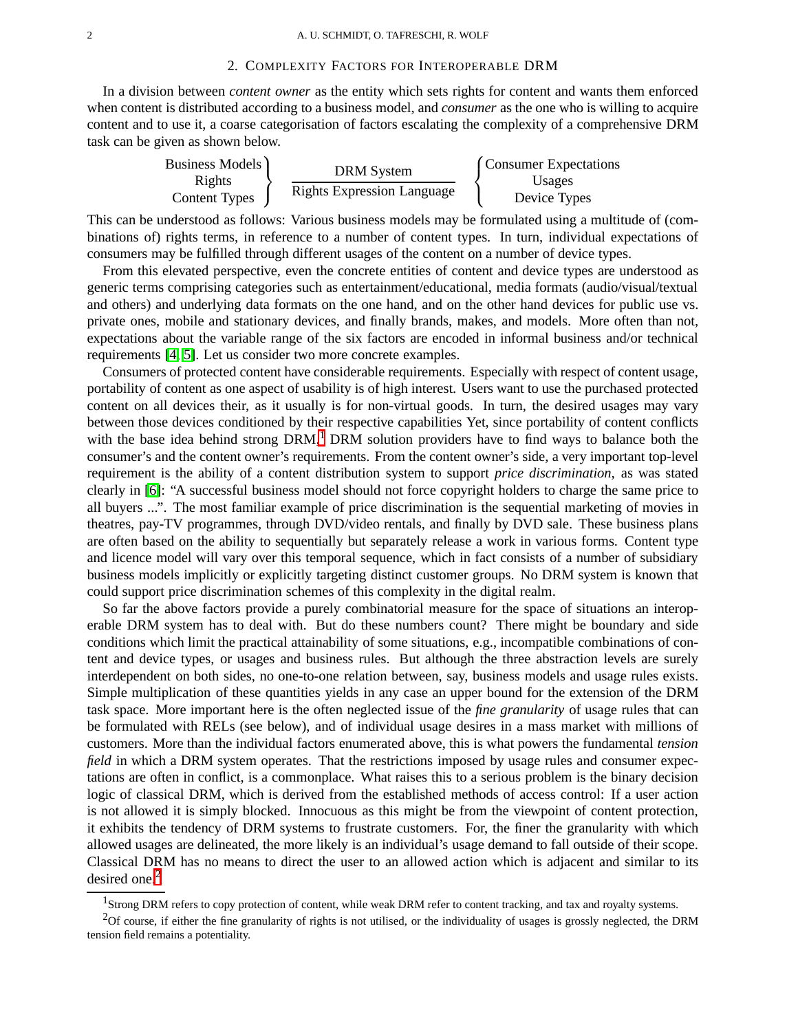## 2. Complexity Factors for Interoperable DRM

In a division between *content owner* as the entity which sets rights for content and wants them enforced when content is distributed according to a business model, and *consumer* as the one who is willing to acquire content and to use it, a coarse categorisation of factors escalating the complexity of a comprehensive DRM task can be given as shown below.

$$\left.\begin{array}{c}\text{Business Models}\\ \text{Rights}\\ \text{Content Types}\end{array}\right\} \quad \frac{\text{DRM System}}{\text{Rights Expression Language}} \quad \left\{\begin{array}{c}\text{Consumer Expectations}\\ \text{Usages}\\ \text{Device Types}\end{array}\right.$$

This can be understood as follows: Various business models may be formulated using a multitude of (combinations of) rights terms, in reference to a number of content types. In turn, individual expectations of consumers may be fulfilled through different usages of the content on a number of device types.

From this elevated perspective, even the concrete entities of content and device types are understood as generic terms comprising categories such as entertainment/educational, media formats (audio/visual/textual and others) and underlying data formats on the one hand, and on the other hand devices for public use vs. private ones, mobile and stationary devices, and finally brands, makes, and models. More often than not, expectations about the variable range of the six factors are encoded in informal business and/or technical requirements [4, 5]. Let us consider two more concrete examples.

Consumers of protected content have considerable requirements. Especially with respect of content usage, portability of content as one aspect of usability is of high interest. Users want to use the purchased protected content on all devices their, as it usually is for non-virtual goods. In turn, the desired usages may vary between those devices conditioned by their respective capabilities Yet, since portability of content conflicts with the base idea behind strong DRM,[1] DRM solution providers have to find ways to balance both the consumer's and the content owner's requirements. From the content owner's side, a very important top-level requirement is the ability of a content distribution system to support *price discrimination*, as was stated clearly in [6]: "A successful business model should not force copyright holders to charge the same price to all buyers ...". The most familiar example of price discrimination is the sequential marketing of movies in theatres, pay-TV programmes, through DVD/video rentals, and finally by DVD sale. These business plans are often based on the ability to sequentially but separately release a work in various forms. Content type and licence model will vary over this temporal sequence, which in fact consists of a number of subsidiary business models implicitly or explicitly targeting distinct customer groups. No DRM system is known that could support price discrimination schemes of this complexity in the digital realm.

So far the above factors provide a purely combinatorial measure for the space of situations an interoperable DRM system has to deal with. But do these numbers count? There might be boundary and side conditions which limit the practical attainability of some situations, e.g., incompatible combinations of content and device types, or usages and business rules. But although the three abstraction levels are surely interdependent on both sides, no one-to-one relation between, say, business models and usage rules exists. Simple multiplication of these quantities yields in any case an upper bound for the extension of the DRM task space. More important here is the often neglected issue of the *fine granularity* of usage rules that can be formulated with RELs (see below), and of individual usage desires in a mass market with millions of customers. More than the individual factors enumerated above, this is what powers the fundamental *tension field* in which a DRM system operates. That the restrictions imposed by usage rules and consumer expectations are often in conflict, is a commonplace. What raises this to a serious problem is the binary decision logic of classical DRM, which is derived from the established methods of access control: If a user action is not allowed it is simply blocked. Innocuous as this might be from the viewpoint of content protection, it exhibits the tendency of DRM systems to frustrate customers. For, the finer the granularity with which allowed usages are delineated, the more likely is an individual's usage demand to fall outside of their scope. Classical DRM has no means to direct the user to an allowed action which is adjacent and similar to its desired one.[2]

[1] Strong DRM refers to copy protection of content, while weak DRM refer to content tracking, and tax and royalty systems.

[2] Of course, if either the fine granularity of rights is not utilised, or the individuality of usages is grossly neglected, the DRM tension field remains a potentiality.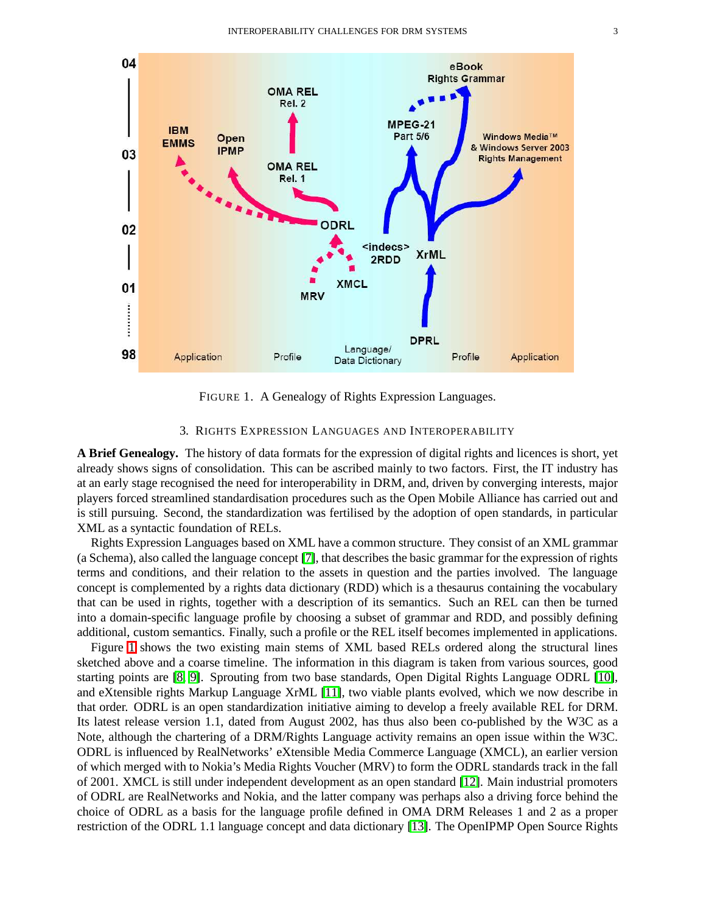FIGURE 1. A Genealogy of Rights Expression Languages.

## 3. RIGHTS EXPRESSION LANGUAGES AND INTEROPERABILITY

**A Brief Genealogy.** The history of data formats for the expression of digital rights and licences is short, yet already shows signs of consolidation. This can be ascribed mainly to two factors. First, the IT industry has at an early stage recognised the need for interoperability in DRM, and, driven by converging interests, major players forced streamlined standardisation procedures such as the Open Mobile Alliance has carried out and is still pursuing. Second, the standardization was fertilised by the adoption of open standards, in particular XML as a syntactic foundation of RELs.

Rights Expression Languages based on XML have a common structure. They consist of an XML grammar (a Schema), also called the language concept [7], that describes the basic grammar for the expression of rights terms and conditions, and their relation to the assets in question and the parties involved. The language concept is complemented by a rights data dictionary (RDD) which is a thesaurus containing the vocabulary that can be used in rights, together with a description of its semantics. Such an REL can then be turned into a domain-specific language profile by choosing a subset of grammar and RDD, and possibly defining additional, custom semantics. Finally, such a profile or the REL itself becomes implemented in applications.

Figure 1 shows the two existing main stems of XML based RELs ordered along the structural lines sketched above and a coarse timeline. The information in this diagram is taken from various sources, good starting points are [8, 9]. Sprouting from two base standards, Open Digital Rights Language ODRL [10], and eXtensible rights Markup Language XrML [11], two viable plants evolved, which we now describe in that order. ODRL is an open standardization initiative aiming to develop a freely available REL for DRM. Its latest release version 1.1, dated from August 2002, has thus also been co-published by the W3C as a Note, although the chartering of a DRM/Rights Language activity remains an open issue within the W3C. ODRL is influenced by RealNetworks' eXtensible Media Commerce Language (XMCL), an earlier version of which merged with to Nokia's Media Rights Voucher (MRV) to form the ODRL standards track in the fall of 2001. XMCL is still under independent development as an open standard [12]. Main industrial promoters of ODRL are RealNetworks and Nokia, and the latter company was perhaps also a driving force behind the choice of ODRL as a basis for the language profile defined in OMA DRM Releases 1 and 2 as a proper restriction of the ODRL 1.1 language concept and data dictionary [13]. The OpenIPMP Open Source Rights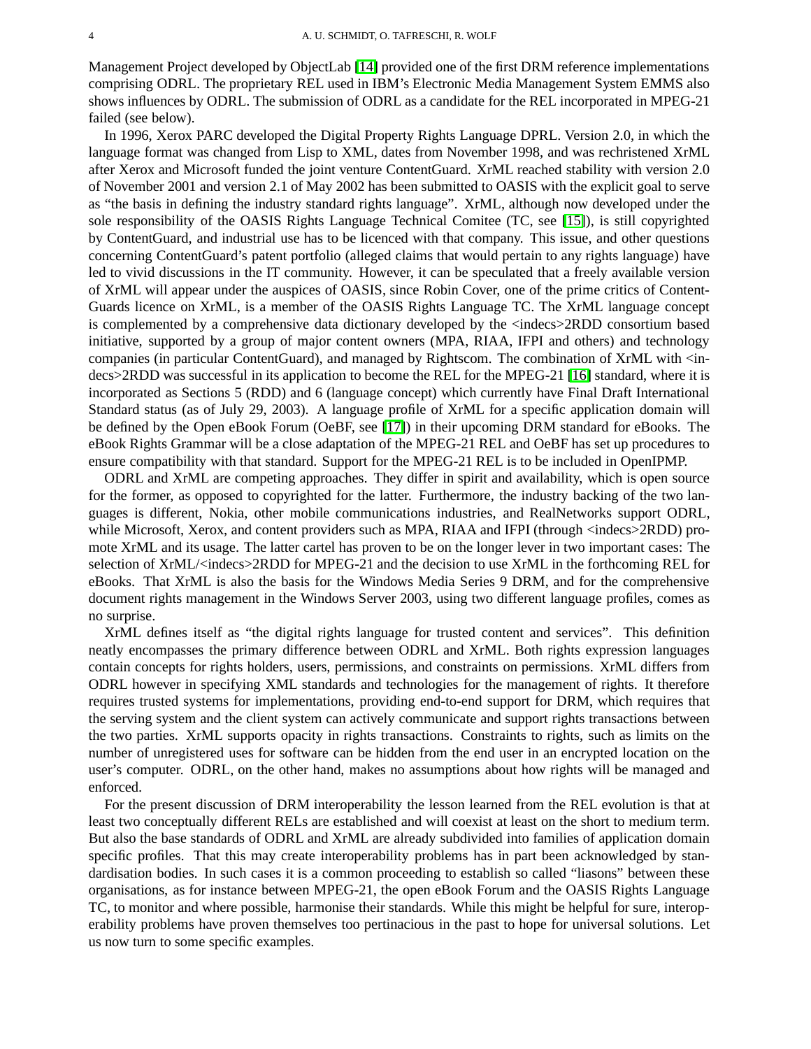Management Project developed by ObjectLab [14] provided one of the first DRM reference implementations comprising ODRL. The proprietary REL used in IBM's Electronic Media Management System EMMS also shows influences by ODRL. The submission of ODRL as a candidate for the REL incorporated in MPEG-21 failed (see below).

In 1996, Xerox PARC developed the Digital Property Rights Language DPRL. Version 2.0, in which the language format was changed from Lisp to XML, dates from November 1998, and was rechristened XrML after Xerox and Microsoft funded the joint venture ContentGuard. XrML reached stability with version 2.0 of November 2001 and version 2.1 of May 2002 has been submitted to OASIS with the explicit goal to serve as "the basis in defining the industry standard rights language". XrML, although now developed under the sole responsibility of the OASIS Rights Language Technical Comitee (TC, see [15]), is still copyrighted by ContentGuard, and industrial use has to be licenced with that company. This issue, and other questions concerning ContentGuard's patent portfolio (alleged claims that would pertain to any rights language) have led to vivid discussions in the IT community. However, it can be speculated that a freely available version of XrML will appear under the auspices of OASIS, since Robin Cover, one of the prime critics of ContentGuards licence on XrML, is a member of the OASIS Rights Language TC. The XrML language concept is complemented by a comprehensive data dictionary developed by the <indecs>2RDD consortium based initiative, supported by a group of major content owners (MPA, RIAA, IFPI and others) and technology companies (in particular ContentGuard), and managed by Rightscom. The combination of XrML with <indecs>2RDD was successful in its application to become the REL for the MPEG-21 [16] standard, where it is incorporated as Sections 5 (RDD) and 6 (language concept) which currently have Final Draft International Standard status (as of July 29, 2003). A language profile of XrML for a specific application domain will be defined by the Open eBook Forum (OeBF, see [17]) in their upcoming DRM standard for eBooks. The eBook Rights Grammar will be a close adaptation of the MPEG-21 REL and OeBF has set up procedures to ensure compatibility with that standard. Support for the MPEG-21 REL is to be included in OpenIPMP.

ODRL and XrML are competing approaches. They differ in spirit and availability, which is open source for the former, as opposed to copyrighted for the latter. Furthermore, the industry backing of the two languages is different, Nokia, other mobile communications industries, and RealNetworks support ODRL, while Microsoft, Xerox, and content providers such as MPA, RIAA and IFPI (through <indecs>2RDD) promote XrML and its usage. The latter cartel has proven to be on the longer lever in two important cases: The selection of XrML/<indecs>2RDD for MPEG-21 and the decision to use XrML in the forthcoming REL for eBooks. That XrML is also the basis for the Windows Media Series 9 DRM, and for the comprehensive document rights management in the Windows Server 2003, using two different language profiles, comes as no surprise.

XrML defines itself as "the digital rights language for trusted content and services". This definition neatly encompasses the primary difference between ODRL and XrML. Both rights expression languages contain concepts for rights holders, users, permissions, and constraints on permissions. XrML differs from ODRL however in specifying XML standards and technologies for the management of rights. It therefore requires trusted systems for implementations, providing end-to-end support for DRM, which requires that the serving system and the client system can actively communicate and support rights transactions between the two parties. XrML supports opacity in rights transactions. Constraints to rights, such as limits on the number of unregistered uses for software can be hidden from the end user in an encrypted location on the user's computer. ODRL, on the other hand, makes no assumptions about how rights will be managed and enforced.

For the present discussion of DRM interoperability the lesson learned from the REL evolution is that at least two conceptually different RELs are established and will coexist at least on the short to medium term. But also the base standards of ODRL and XrML are already subdivided into families of application domain specific profiles. That this may create interoperability problems has in part been acknowledged by standardisation bodies. In such cases it is a common proceeding to establish so called "liasons" between these organisations, as for instance between MPEG-21, the open eBook Forum and the OASIS Rights Language TC, to monitor and where possible, harmonise their standards. While this might be helpful for sure, interoperability problems have proven themselves too pertinacious in the past to hope for universal solutions. Let us now turn to some specific examples.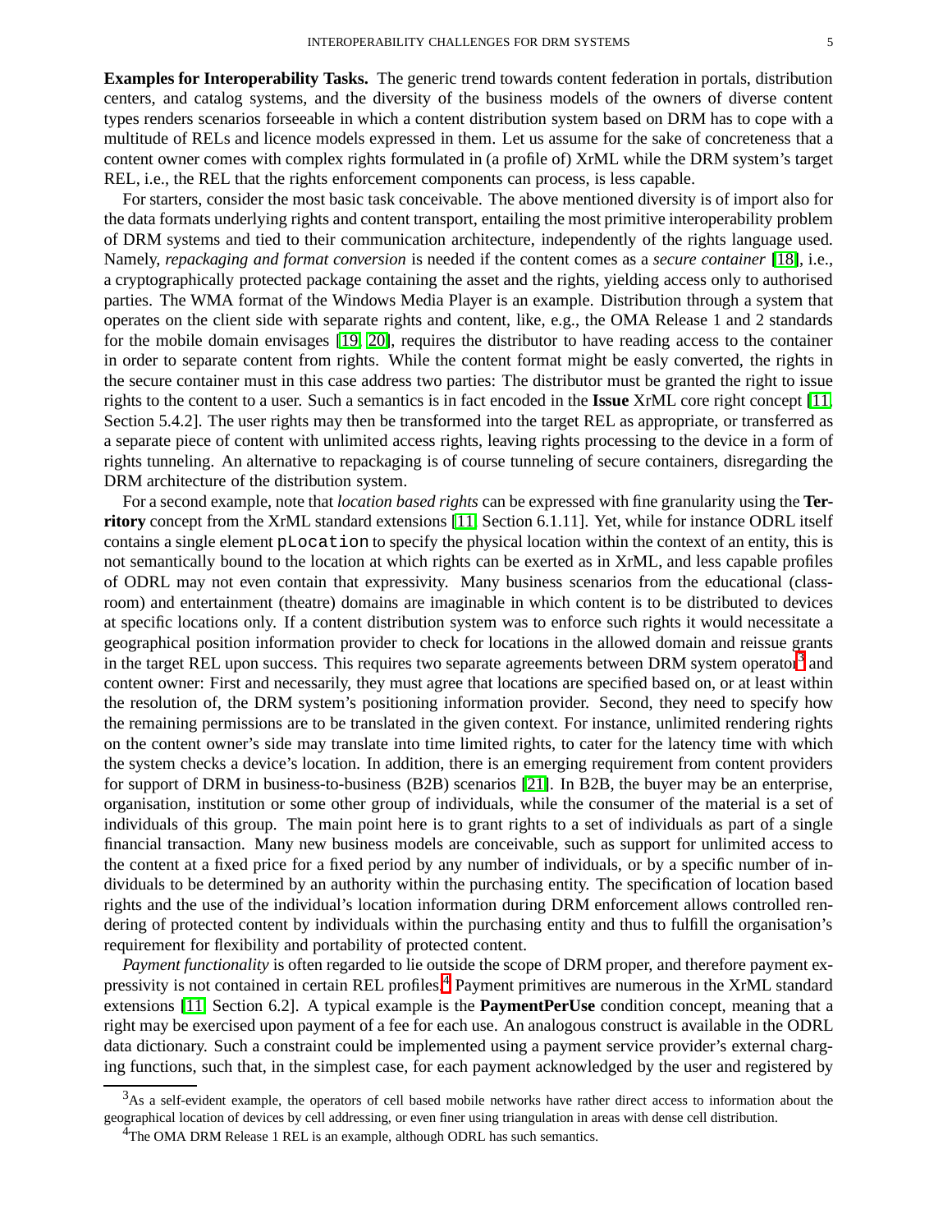**Examples for Interoperability Tasks.** The generic trend towards content federation in portals, distribution centers, and catalog systems, and the diversity of the business models of the owners of diverse content types renders scenarios forseeable in which a content distribution system based on DRM has to cope with a multitude of RELs and licence models expressed in them. Let us assume for the sake of concreteness that a content owner comes with complex rights formulated in (a profile of) XrML while the DRM system's target REL, i.e., the REL that the rights enforcement components can process, is less capable.

For starters, consider the most basic task conceivable. The above mentioned diversity is of import also for the data formats underlying rights and content transport, entailing the most primitive interoperability problem of DRM systems and tied to their communication architecture, independently of the rights language used. Namely, *repackaging and format conversion* is needed if the content comes as a *secure container* [18], i.e., a cryptographically protected package containing the asset and the rights, yielding access only to authorised parties. The WMA format of the Windows Media Player is an example. Distribution through a system that operates on the client side with separate rights and content, like, e.g., the OMA Release 1 and 2 standards for the mobile domain envisages [19, 20], requires the distributor to have reading access to the container in order to separate content from rights. While the content format might be easly converted, the rights in the secure container must in this case address two parties: The distributor must be granted the right to issue rights to the content to a user. Such a semantics is in fact encoded in the **Issue** XrML core right concept [11, Section 5.4.2]. The user rights may then be transformed into the target REL as appropriate, or transferred as a separate piece of content with unlimited access rights, leaving rights processing to the device in a form of rights tunneling. An alternative to repackaging is of course tunneling of secure containers, disregarding the DRM architecture of the distribution system.

For a second example, note that *location based rights* can be expressed with fine granularity using the **Territory** concept from the XrML standard extensions [11, Section 6.1.11]. Yet, while for instance ODRL itself contains a single element `pLocation` to specify the physical location within the context of an entity, this is not semantically bound to the location at which rights can be exerted as in XrML, and less capable profiles of ODRL may not even contain that expressivity. Many business scenarios from the educational (classroom) and entertainment (theatre) domains are imaginable in which content is to be distributed to devices at specific locations only. If a content distribution system was to enforce such rights it would necessitate a geographical position information provider to check for locations in the allowed domain and reissue grants in the target REL upon success. This requires two separate agreements between DRM system operator[3] and content owner: First and necessarily, they must agree that locations are specified based on, or at least within the resolution of, the DRM system's positioning information provider. Second, they need to specify how the remaining permissions are to be translated in the given context. For instance, unlimited rendering rights on the content owner's side may translate into time limited rights, to cater for the latency time with which the system checks a device's location. In addition, there is an emerging requirement from content providers for support of DRM in business-to-business (B2B) scenarios [21]. In B2B, the buyer may be an enterprise, organisation, institution or some other group of individuals, while the consumer of the material is a set of individuals of this group. The main point here is to grant rights to a set of individuals as part of a single financial transaction. Many new business models are conceivable, such as support for unlimited access to the content at a fixed price for a fixed period by any number of individuals, or by a specific number of individuals to be determined by an authority within the purchasing entity. The specification of location based rights and the use of the individual's location information during DRM enforcement allows controlled rendering of protected content by individuals within the purchasing entity and thus to fulfill the organisation's requirement for flexibility and portability of protected content.

*Payment functionality* is often regarded to lie outside the scope of DRM proper, and therefore payment expressivity is not contained in certain REL profiles.[4] Payment primitives are numerous in the XrML standard extensions [11, Section 6.2]. A typical example is the **PaymentPerUse** condition concept, meaning that a right may be exercised upon payment of a fee for each use. An analogous construct is available in the ODRL data dictionary. Such a constraint could be implemented using a payment service provider's external charging functions, such that, in the simplest case, for each payment acknowledged by the user and registered by

[3] As a self-evident example, the operators of cell based mobile networks have rather direct access to information about the geographical location of devices by cell addressing, or even finer using triangulation in areas with dense cell distribution.

[4] The OMA DRM Release 1 REL is an example, although ODRL has such semantics.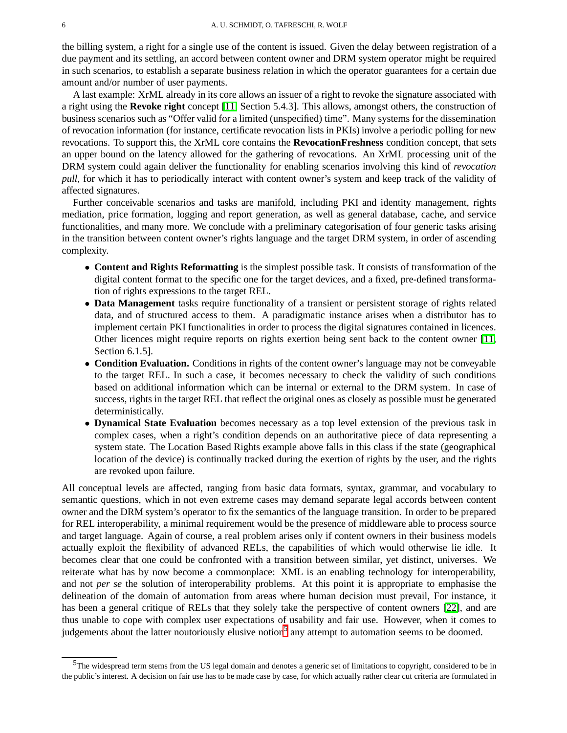the billing system, a right for a single use of the content is issued. Given the delay between registration of a due payment and its settling, an accord between content owner and DRM system operator might be required in such scenarios, to establish a separate business relation in which the operator guarantees for a certain due amount and/or number of user payments.

A last example: XrML already in its core allows an issuer of a right to revoke the signature associated with a right using the **Revoke right** concept [11, Section 5.4.3]. This allows, amongst others, the construction of business scenarios such as "Offer valid for a limited (unspecified) time". Many systems for the dissemination of revocation information (for instance, certificate revocation lists in PKIs) involve a periodic polling for new revocations. To support this, the XrML core contains the **RevocationFreshness** condition concept, that sets an upper bound on the latency allowed for the gathering of revocations. An XrML processing unit of the DRM system could again deliver the functionality for enabling scenarios involving this kind of *revocation pull*, for which it has to periodically interact with content owner's system and keep track of the validity of affected signatures.

Further conceivable scenarios and tasks are manifold, including PKI and identity management, rights mediation, price formation, logging and report generation, as well as general database, cache, and service functionalities, and many more. We conclude with a preliminary categorisation of four generic tasks arising in the transition between content owner's rights language and the target DRM system, in order of ascending complexity.

- **Content and Rights Reformatting** is the simplest possible task. It consists of transformation of the digital content format to the specific one for the target devices, and a fixed, pre-defined transformation of rights expressions to the target REL.
- **Data Management** tasks require functionality of a transient or persistent storage of rights related data, and of structured access to them. A paradigmatic instance arises when a distributor has to implement certain PKI functionalities in order to process the digital signatures contained in licences. Other licences might require reports on rights exertion being sent back to the content owner [11, Section 6.1.5].
- **Condition Evaluation.** Conditions in rights of the content owner's language may not be conveyable to the target REL. In such a case, it becomes necessary to check the validity of such conditions based on additional information which can be internal or external to the DRM system. In case of success, rights in the target REL that reflect the original ones as closely as possible must be generated deterministically.
- **Dynamical State Evaluation** becomes necessary as a top level extension of the previous task in complex cases, when a right's condition depends on an authoritative piece of data representing a system state. The Location Based Rights example above falls in this class if the state (geographical location of the device) is continually tracked during the exertion of rights by the user, and the rights are revoked upon failure.

All conceptual levels are affected, ranging from basic data formats, syntax, grammar, and vocabulary to semantic questions, which in not even extreme cases may demand separate legal accords between content owner and the DRM system's operator to fix the semantics of the language transition. In order to be prepared for REL interoperability, a minimal requirement would be the presence of middleware able to process source and target language. Again of course, a real problem arises only if content owners in their business models actually exploit the flexibility of advanced RELs, the capabilities of which would otherwise lie idle. It becomes clear that one could be confronted with a transition between similar, yet distinct, universes. We reiterate what has by now become a commonplace: XML is an enabling technology for interoperability, and not *per se* the solution of interoperability problems. At this point it is appropriate to emphasise the delineation of the domain of automation from areas where human decision must prevail, For instance, it has been a general critique of RELs that they solely take the perspective of content owners [22], and are thus unable to cope with complex user expectations of usability and fair use. However, when it comes to judgements about the latter noutoriously elusive notion[5] any attempt to automation seems to be doomed.

[5]The widespread term stems from the US legal domain and denotes a generic set of limitations to copyright, considered to be in the public's interest. A decision on fair use has to be made case by case, for which actually rather clear cut criteria are formulated in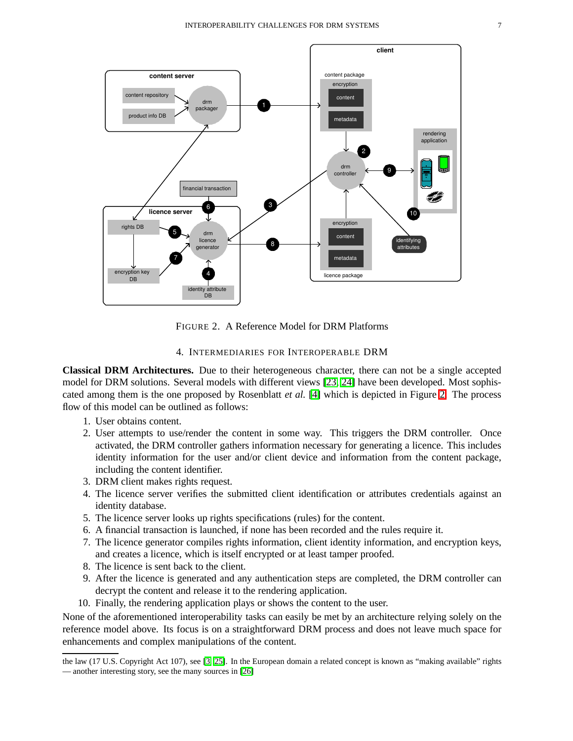FIGURE 2. A Reference Model for DRM Platforms

## 4. INTERMEDIARIES FOR INTEROPERABLE DRM

**Classical DRM Architectures.** Due to their heterogeneous character, there can not be a single accepted model for DRM solutions. Several models with different views [23, 24] have been developed. Most sophisticated among them is the one proposed by Rosenblatt *et al.* [4] which is depicted in Figure 2. The process flow of this model can be outlined as follows:

1. User obtains content.
2. User attempts to use/render the content in some way. This triggers the DRM controller. Once activated, the DRM controller gathers information necessary for generating a licence. This includes identity information for the user and/or client device and information from the content package, including the content identifier.
3. DRM client makes rights request.
4. The licence server verifies the submitted client identification or attributes credentials against an identity database.
5. The licence server looks up rights specifications (rules) for the content.
6. A financial transaction is launched, if none has been recorded and the rules require it.
7. The licence generator compiles rights information, client identity information, and encryption keys, and creates a licence, which is itself encrypted or at least tamper proofed.
8. The licence is sent back to the client.
9. After the licence is generated and any authentication steps are completed, the DRM controller can decrypt the content and release it to the rendering application.
10. Finally, the rendering application plays or shows the content to the user.

None of the aforementioned interoperability tasks can easily be met by an architecture relying solely on the reference model above. Its focus is on a straightforward DRM process and does not leave much space for enhancements and complex manipulations of the content.

---

the law (17 U.S. Copyright Act 107), see [3, 25]. In the European domain a related concept is known as "making available" rights — another interesting story, see the many sources in [26]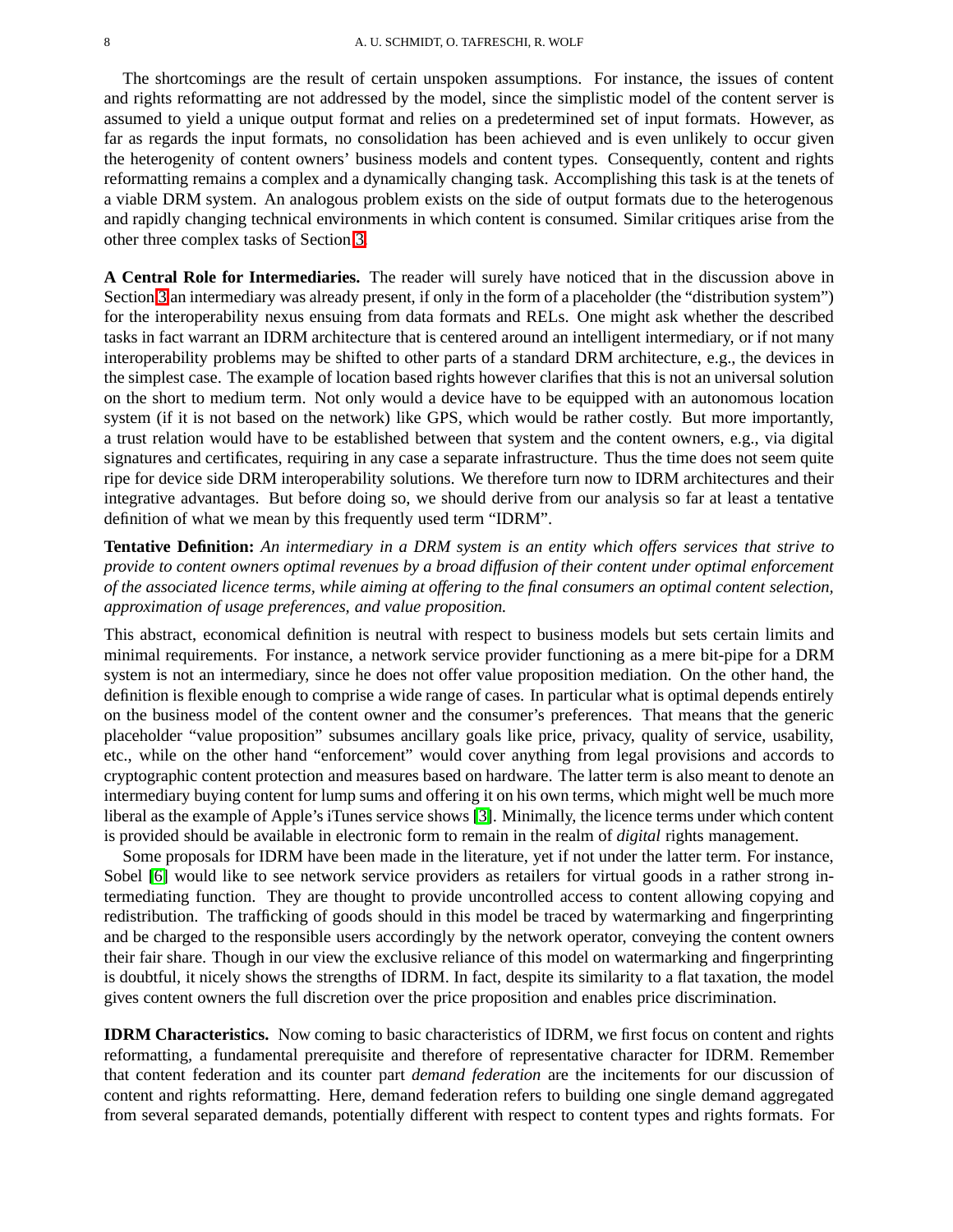The shortcomings are the result of certain unspoken assumptions. For instance, the issues of content and rights reformatting are not addressed by the model, since the simplistic model of the content server is assumed to yield a unique output format and relies on a predetermined set of input formats. However, as far as regards the input formats, no consolidation has been achieved and is even unlikely to occur given the heterogenity of content owners' business models and content types. Consequently, content and rights reformatting remains a complex and a dynamically changing task. Accomplishing this task is at the tenets of a viable DRM system. An analogous problem exists on the side of output formats due to the heterogenous and rapidly changing technical environments in which content is consumed. Similar critiques arise from the other three complex tasks of Section 3.

**A Central Role for Intermediaries.** The reader will surely have noticed that in the discussion above in Section 3 an intermediary was already present, if only in the form of a placeholder (the "distribution system") for the interoperability nexus ensuing from data formats and RELs. One might ask whether the described tasks in fact warrant an IDRM architecture that is centered around an intelligent intermediary, or if not many interoperability problems may be shifted to other parts of a standard DRM architecture, e.g., the devices in the simplest case. The example of location based rights however clarifies that this is not an universal solution on the short to medium term. Not only would a device have to be equipped with an autonomous location system (if it is not based on the network) like GPS, which would be rather costly. But more importantly, a trust relation would have to be established between that system and the content owners, e.g., via digital signatures and certificates, requiring in any case a separate infrastructure. Thus the time does not seem quite ripe for device side DRM interoperability solutions. We therefore turn now to IDRM architectures and their integrative advantages. But before doing so, we should derive from our analysis so far at least a tentative definition of what we mean by this frequently used term "IDRM".

**Tentative Definition:** *An intermediary in a DRM system is an entity which offers services that strive to provide to content owners optimal revenues by a broad diffusion of their content under optimal enforcement of the associated licence terms, while aiming at offering to the final consumers an optimal content selection, approximation of usage preferences, and value proposition.*

This abstract, economical definition is neutral with respect to business models but sets certain limits and minimal requirements. For instance, a network service provider functioning as a mere bit-pipe for a DRM system is not an intermediary, since he does not offer value proposition mediation. On the other hand, the definition is flexible enough to comprise a wide range of cases. In particular what is optimal depends entirely on the business model of the content owner and the consumer's preferences. That means that the generic placeholder "value proposition" subsumes ancillary goals like price, privacy, quality of service, usability, etc., while on the other hand "enforcement" would cover anything from legal provisions and accords to cryptographic content protection and measures based on hardware. The latter term is also meant to denote an intermediary buying content for lump sums and offering it on his own terms, which might well be much more liberal as the example of Apple's iTunes service shows [3]. Minimally, the licence terms under which content is provided should be available in electronic form to remain in the realm of *digital* rights management.

Some proposals for IDRM have been made in the literature, yet if not under the latter term. For instance, Sobel [6] would like to see network service providers as retailers for virtual goods in a rather strong intermediating function. They are thought to provide uncontrolled access to content allowing copying and redistribution. The trafficking of goods should in this model be traced by watermarking and fingerprinting and be charged to the responsible users accordingly by the network operator, conveying the content owners their fair share. Though in our view the exclusive reliance of this model on watermarking and fingerprinting is doubtful, it nicely shows the strengths of IDRM. In fact, despite its similarity to a flat taxation, the model gives content owners the full discretion over the price proposition and enables price discrimination.

**IDRM Characteristics.** Now coming to basic characteristics of IDRM, we first focus on content and rights reformatting, a fundamental prerequisite and therefore of representative character for IDRM. Remember that content federation and its counter part *demand federation* are the incitements for our discussion of content and rights reformatting. Here, demand federation refers to building one single demand aggregated from several separated demands, potentially different with respect to content types and rights formats. For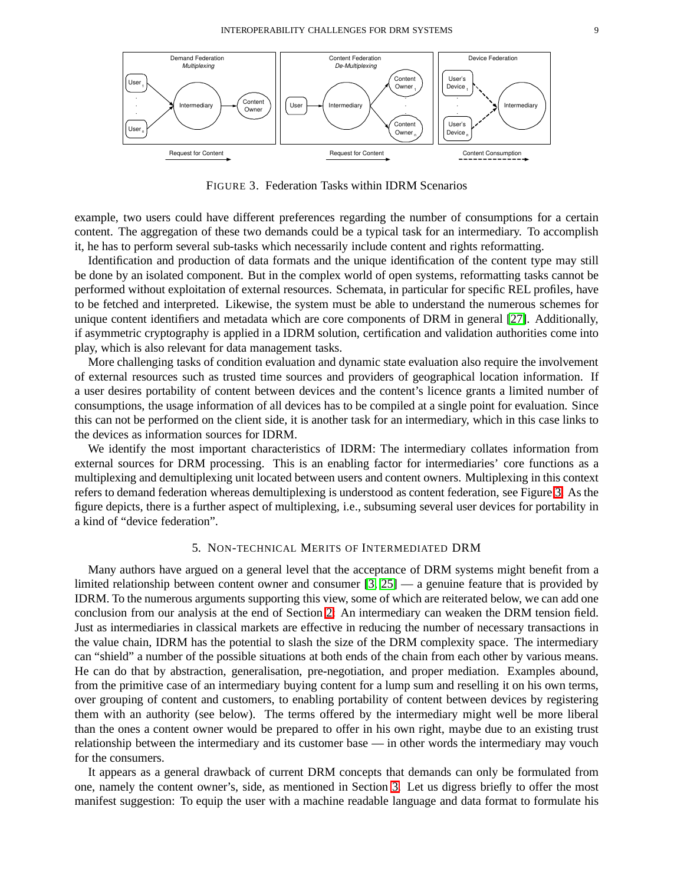FIGURE 3. Federation Tasks within IDRM Scenarios

example, two users could have different preferences regarding the number of consumptions for a certain content. The aggregation of these two demands could be a typical task for an intermediary. To accomplish it, he has to perform several sub-tasks which necessarily include content and rights reformatting.

Identification and production of data formats and the unique identification of the content type may still be done by an isolated component. But in the complex world of open systems, reformatting tasks cannot be performed without exploitation of external resources. Schemata, in particular for specific REL profiles, have to be fetched and interpreted. Likewise, the system must be able to understand the numerous schemes for unique content identifiers and metadata which are core components of DRM in general [27]. Additionally, if asymmetric cryptography is applied in a IDRM solution, certification and validation authorities come into play, which is also relevant for data management tasks.

More challenging tasks of condition evaluation and dynamic state evaluation also require the involvement of external resources such as trusted time sources and providers of geographical location information. If a user desires portability of content between devices and the content's licence grants a limited number of consumptions, the usage information of all devices has to be compiled at a single point for evaluation. Since this can not be performed on the client side, it is another task for an intermediary, which in this case links to the devices as information sources for IDRM.

We identify the most important characteristics of IDRM: The intermediary collates information from external sources for DRM processing. This is an enabling factor for intermediaries' core functions as a multiplexing and demultiplexing unit located between users and content owners. Multiplexing in this context refers to demand federation whereas demultiplexing is understood as content federation, see Figure 3. As the figure depicts, there is a further aspect of multiplexing, i.e., subsuming several user devices for portability in a kind of "device federation".

## 5. Non-technical Merits of Intermediated DRM

Many authors have argued on a general level that the acceptance of DRM systems might benefit from a limited relationship between content owner and consumer [3, 25] — a genuine feature that is provided by IDRM. To the numerous arguments supporting this view, some of which are reiterated below, we can add one conclusion from our analysis at the end of Section 2. An intermediary can weaken the DRM tension field. Just as intermediaries in classical markets are effective in reducing the number of necessary transactions in the value chain, IDRM has the potential to slash the size of the DRM complexity space. The intermediary can "shield" a number of the possible situations at both ends of the chain from each other by various means. He can do that by abstraction, generalisation, pre-negotiation, and proper mediation. Examples abound, from the primitive case of an intermediary buying content for a lump sum and reselling it on his own terms, over grouping of content and customers, to enabling portability of content between devices by registering them with an authority (see below). The terms offered by the intermediary might well be more liberal than the ones a content owner would be prepared to offer in his own right, maybe due to an existing trust relationship between the intermediary and its customer base — in other words the intermediary may vouch for the consumers.

It appears as a general drawback of current DRM concepts that demands can only be formulated from one, namely the content owner's, side, as mentioned in Section 3. Let us digress briefly to offer the most manifest suggestion: To equip the user with a machine readable language and data format to formulate his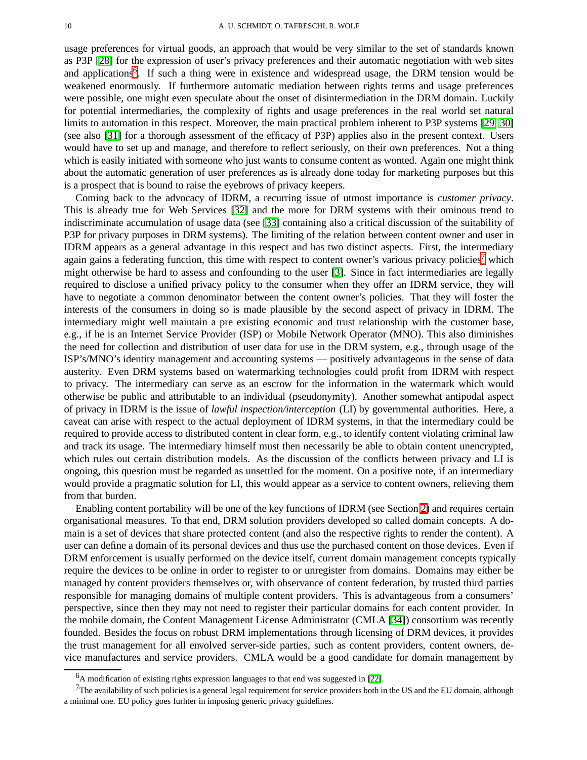usage preferences for virtual goods, an approach that would be very similar to the set of standards known as P3P [28] for the expression of user's privacy preferences and their automatic negotiation with web sites and applications[6]. If such a thing were in existence and widespread usage, the DRM tension would be weakened enormously. If furthermore automatic mediation between rights terms and usage preferences were possible, one might even speculate about the onset of disintermediation in the DRM domain. Luckily for potential intermediaries, the complexity of rights and usage preferences in the real world set natural limits to automation in this respect. Moreover, the main practical problem inherent to P3P systems [29, 30] (see also [31] for a thorough assessment of the efficacy of P3P) applies also in the present context. Users would have to set up and manage, and therefore to reflect seriously, on their own preferences. Not a thing which is easily initiated with someone who just wants to consume content as wonted. Again one might think about the automatic generation of user preferences as is already done today for marketing purposes but this is a prospect that is bound to raise the eyebrows of privacy keepers.

Coming back to the advocacy of IDRM, a recurring issue of utmost importance is *customer privacy*. This is already true for Web Services [32] and the more for DRM systems with their ominous trend to indiscriminate accumulation of usage data (see [33] containing also a critical discussion of the suitability of P3P for privacy purposes in DRM systems). The limiting of the relation between content owner and user in IDRM appears as a general advantage in this respect and has two distinct aspects. First, the intermediary again gains a federating function, this time with respect to content owner's various privacy policies[7] which might otherwise be hard to assess and confounding to the user [3]. Since in fact intermediaries are legally required to disclose a unified privacy policy to the consumer when they offer an IDRM service, they will have to negotiate a common denominator between the content owner's policies. That they will foster the interests of the consumers in doing so is made plausible by the second aspect of privacy in IDRM. The intermediary might well maintain a pre existing economic and trust relationship with the customer base, e.g., if he is an Internet Service Provider (ISP) or Mobile Network Operator (MNO). This also diminishes the need for collection and distribution of user data for use in the DRM system, e.g., through usage of the ISP's/MNO's identity management and accounting systems — positively advantageous in the sense of data austerity. Even DRM systems based on watermarking technologies could profit from IDRM with respect to privacy. The intermediary can serve as an escrow for the information in the watermark which would otherwise be public and attributable to an individual (pseudonymity). Another somewhat antipodal aspect of privacy in IDRM is the issue of *lawful inspection/interception* (LI) by governmental authorities. Here, a caveat can arise with respect to the actual deployment of IDRM systems, in that the intermediary could be required to provide access to distributed content in clear form, e.g., to identify content violating criminal law and track its usage. The intermediary himself must then necessarily be able to obtain content unencrypted, which rules out certain distribution models. As the discussion of the conflicts between privacy and LI is ongoing, this question must be regarded as unsettled for the moment. On a positive note, if an intermediary would provide a pragmatic solution for LI, this would appear as a service to content owners, relieving them from that burden.

Enabling content portability will be one of the key functions of IDRM (see Section 2) and requires certain organisational measures. To that end, DRM solution providers developed so called domain concepts. A domain is a set of devices that share protected content (and also the respective rights to render the content). A user can define a domain of its personal devices and thus use the purchased content on those devices. Even if DRM enforcement is usually performed on the device itself, current domain management concepts typically require the devices to be online in order to register to or unregister from domains. Domains may either be managed by content providers themselves or, with observance of content federation, by trusted third parties responsible for managing domains of multiple content providers. This is advantageous from a consumers' perspective, since then they may not need to register their particular domains for each content provider. In the mobile domain, the Content Management License Administrator (CMLA [34]) consortium was recently founded. Besides the focus on robust DRM implementations through licensing of DRM devices, it provides the trust management for all envolved server-side parties, such as content providers, content owners, device manufactures and service providers. CMLA would be a good candidate for domain management by

[6] A modification of existing rights expression languages to that end was suggested in [22].

[7] The availability of such policies is a general legal requirement for service providers both in the US and the EU domain, although a minimal one. EU policy goes furhter in imposing generic privacy guidelines.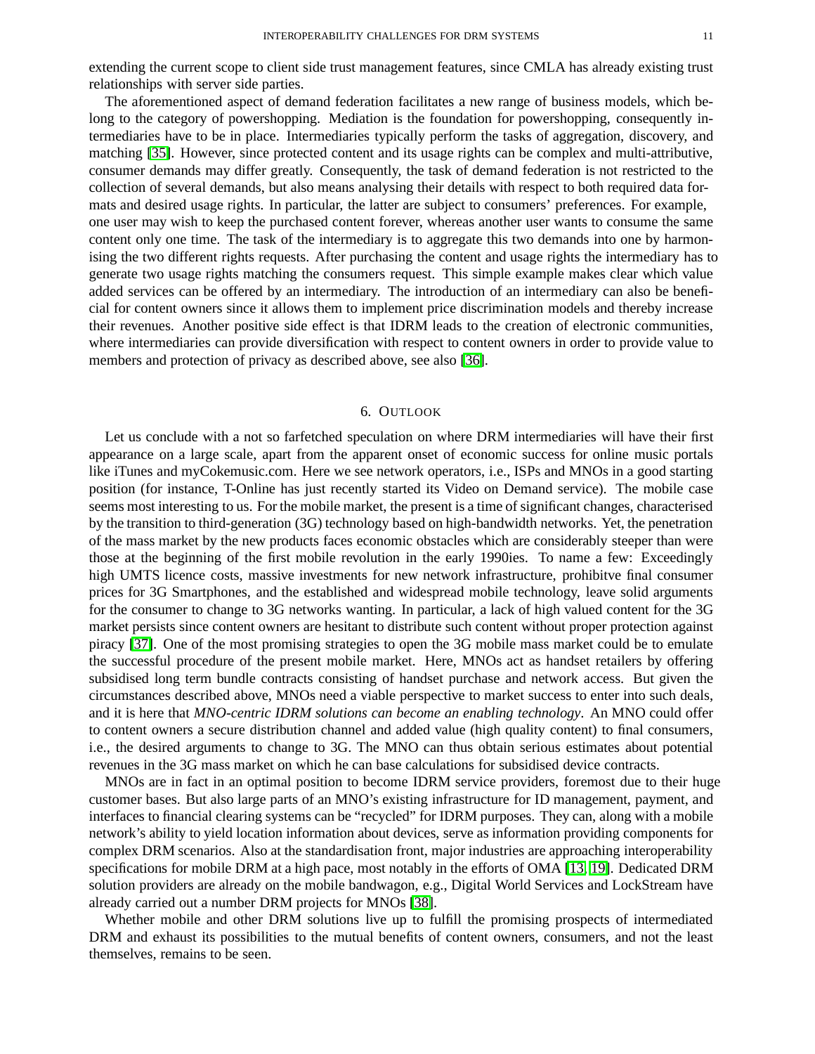extending the current scope to client side trust management features, since CMLA has already existing trust relationships with server side parties.

The aforementioned aspect of demand federation facilitates a new range of business models, which belong to the category of powershopping. Mediation is the foundation for powershopping, consequently intermediaries have to be in place. Intermediaries typically perform the tasks of aggregation, discovery, and matching [35]. However, since protected content and its usage rights can be complex and multi-attributive, consumer demands may differ greatly. Consequently, the task of demand federation is not restricted to the collection of several demands, but also means analysing their details with respect to both required data formats and desired usage rights. In particular, the latter are subject to consumers' preferences. For example, one user may wish to keep the purchased content forever, whereas another user wants to consume the same content only one time. The task of the intermediary is to aggregate this two demands into one by harmonising the two different rights requests. After purchasing the content and usage rights the intermediary has to generate two usage rights matching the consumers request. This simple example makes clear which value added services can be offered by an intermediary. The introduction of an intermediary can also be beneficial for content owners since it allows them to implement price discrimination models and thereby increase their revenues. Another positive side effect is that IDRM leads to the creation of electronic communities, where intermediaries can provide diversification with respect to content owners in order to provide value to members and protection of privacy as described above, see also [36].

## 6. Outlook

Let us conclude with a not so farfetched speculation on where DRM intermediaries will have their first appearance on a large scale, apart from the apparent onset of economic success for online music portals like iTunes and myCokemusic.com. Here we see network operators, i.e., ISPs and MNOs in a good starting position (for instance, T-Online has just recently started its Video on Demand service). The mobile case seems most interesting to us. For the mobile market, the present is a time of significant changes, characterised by the transition to third-generation (3G) technology based on high-bandwidth networks. Yet, the penetration of the mass market by the new products faces economic obstacles which are considerably steeper than were those at the beginning of the first mobile revolution in the early 1990ies. To name a few: Exceedingly high UMTS licence costs, massive investments for new network infrastructure, prohibitve final consumer prices for 3G Smartphones, and the established and widespread mobile technology, leave solid arguments for the consumer to change to 3G networks wanting. In particular, a lack of high valued content for the 3G market persists since content owners are hesitant to distribute such content without proper protection against piracy [37]. One of the most promising strategies to open the 3G mobile mass market could be to emulate the successful procedure of the present mobile market. Here, MNOs act as handset retailers by offering subsidised long term bundle contracts consisting of handset purchase and network access. But given the circumstances described above, MNOs need a viable perspective to market success to enter into such deals, and it is here that *MNO-centric IDRM solutions can become an enabling technology*. An MNO could offer to content owners a secure distribution channel and added value (high quality content) to final consumers, i.e., the desired arguments to change to 3G. The MNO can thus obtain serious estimates about potential revenues in the 3G mass market on which he can base calculations for subsidised device contracts.

MNOs are in fact in an optimal position to become IDRM service providers, foremost due to their huge customer bases. But also large parts of an MNO's existing infrastructure for ID management, payment, and interfaces to financial clearing systems can be "recycled" for IDRM purposes. They can, along with a mobile network's ability to yield location information about devices, serve as information providing components for complex DRM scenarios. Also at the standardisation front, major industries are approaching interoperability specifications for mobile DRM at a high pace, most notably in the efforts of OMA [13, 19]. Dedicated DRM solution providers are already on the mobile bandwagon, e.g., Digital World Services and LockStream have already carried out a number DRM projects for MNOs [38].

Whether mobile and other DRM solutions live up to fulfill the promising prospects of intermediated DRM and exhaust its possibilities to the mutual benefits of content owners, consumers, and not the least themselves, remains to be seen.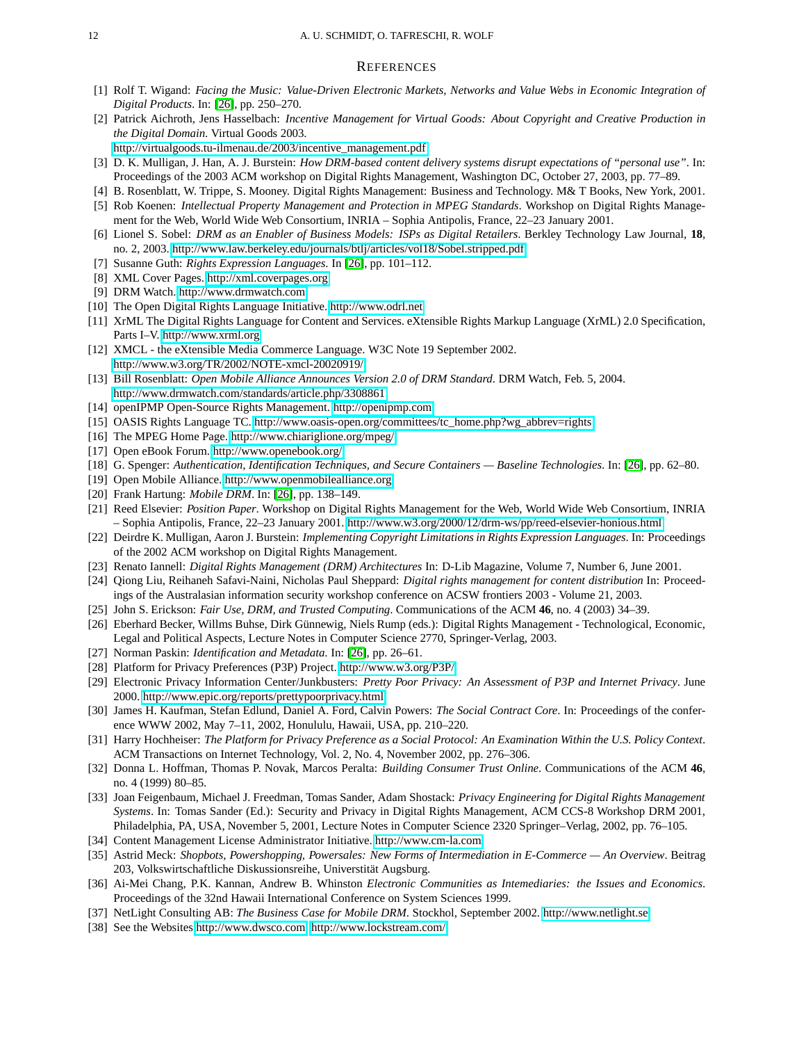## References

[1] Rolf T. Wigand: *Facing the Music: Value-Driven Electronic Markets, Networks and Value Webs in Economic Integration of Digital Products*. In: [26], pp. 250–270.

[2] Patrick Aichroth, Jens Hasselbach: *Incentive Management for Virtual Goods: About Copyright and Creative Production in the Digital Domain*. Virtual Goods 2003. http://virtualgoods.tu-ilmenau.de/2003/incentive_management.pdf

[3] D. K. Mulligan, J. Han, A. J. Burstein: *How DRM-based content delivery systems disrupt expectations of "personal use"*. In: Proceedings of the 2003 ACM workshop on Digital Rights Management, Washington DC, October 27, 2003, pp. 77–89.

[4] B. Rosenblatt, W. Trippe, S. Mooney. Digital Rights Management: Business and Technology. M& T Books, New York, 2001.

[5] Rob Koenen: *Intellectual Property Management and Protection in MPEG Standards*. Workshop on Digital Rights Management for the Web, World Wide Web Consortium, INRIA – Sophia Antipolis, France, 22–23 January 2001.

[6] Lionel S. Sobel: *DRM as an Enabler of Business Models: ISPs as Digital Retailers*. Berkley Technology Law Journal, **18**, no. 2, 2003. http://www.law.berkeley.edu/journals/btlj/articles/vol18/Sobel.stripped.pdf

[7] Susanne Guth: *Rights Expression Languages*. In [26], pp. 101–112.

[8] XML Cover Pages. http://xml.coverpages.org

[9] DRM Watch. http://www.drmwatch.com

[10] The Open Digital Rights Language Initiative. http://www.odrl.net

[11] XrML The Digital Rights Language for Content and Services. eXtensible Rights Markup Language (XrML) 2.0 Specification, Parts I–V. http://www.xrml.org

[12] XMCL - the eXtensible Media Commerce Language. W3C Note 19 September 2002. http://www.w3.org/TR/2002/NOTE-xmcl-20020919/

[13] Bill Rosenblatt: *Open Mobile Alliance Announces Version 2.0 of DRM Standard*. DRM Watch, Feb. 5, 2004. http://www.drmwatch.com/standards/article.php/3308861

[14] openIPMP Open-Source Rights Management. http://openipmp.com

[15] OASIS Rights Language TC. http://www.oasis-open.org/committees/tc_home.php?wg_abbrev=rights

[16] The MPEG Home Page. http://www.chiariglione.org/mpeg/

[17] Open eBook Forum. http://www.openebook.org/

[18] G. Spenger: *Authentication, Identification Techniques, and Secure Containers — Baseline Technologies*. In: [26], pp. 62–80.

[19] Open Mobile Alliance. http://www.openmobilealliance.org

[20] Frank Hartung: *Mobile DRM*. In: [26], pp. 138–149.

[21] Reed Elsevier: *Position Paper*. Workshop on Digital Rights Management for the Web, World Wide Web Consortium, INRIA – Sophia Antipolis, France, 22–23 January 2001. http://www.w3.org/2000/12/drm-ws/pp/reed-elsevier-honious.html

[22] Deirdre K. Mulligan, Aaron J. Burstein: *Implementing Copyright Limitations in Rights Expression Languages*. In: Proceedings of the 2002 ACM workshop on Digital Rights Management.

[23] Renato Iannell: *Digital Rights Management (DRM) Architectures* In: D-Lib Magazine, Volume 7, Number 6, June 2001.

[24] Qiong Liu, Reihaneh Safavi-Naini, Nicholas Paul Sheppard: *Digital rights management for content distribution* In: Proceedings of the Australasian information security workshop conference on ACSW frontiers 2003 - Volume 21, 2003.

[25] John S. Erickson: *Fair Use, DRM, and Trusted Computing*. Communications of the ACM **46**, no. 4 (2003) 34–39.

[26] Eberhard Becker, Willms Buhse, Dirk Günnewig, Niels Rump (eds.): Digital Rights Management - Technological, Economic, Legal and Political Aspects, Lecture Notes in Computer Science 2770, Springer-Verlag, 2003.

[27] Norman Paskin: *Identification and Metadata*. In: [26], pp. 26–61.

[28] Platform for Privacy Preferences (P3P) Project. http://www.w3.org/P3P/

[29] Electronic Privacy Information Center/Junkbusters: *Pretty Poor Privacy: An Assessment of P3P and Internet Privacy*. June 2000. http://www.epic.org/reports/prettypoorprivacy.html

[30] James H. Kaufman, Stefan Edlund, Daniel A. Ford, Calvin Powers: *The Social Contract Core*. In: Proceedings of the conference WWW 2002, May 7–11, 2002, Honulullu, Hawaii, USA, pp. 210–220.

[31] Harry Hochheiser: *The Platform for Privacy Preference as a Social Protocol: An Examination Within the U.S. Policy Context*. ACM Transactions on Internet Technology, Vol. 2, No. 4, November 2002, pp. 276–306.

[32] Donna L. Hoffman, Thomas P. Novak, Marcos Peralta: *Building Consumer Trust Online*. Communications of the ACM **46**, no. 4 (1999) 80–85.

[33] Joan Feigenbaum, Michael J. Freedman, Tomas Sander, Adam Shostack: *Privacy Engineering for Digital Rights Management Systems*. In: Tomas Sander (Ed.): Security and Privacy in Digital Rights Management, ACM CCS-8 Workshop DRM 2001, Philadelphia, PA, USA, November 5, 2001, Lecture Notes in Computer Science 2320 Springer–Verlag, 2002, pp. 76–105.

[34] Content Management License Administrator Initiative. http://www.cm-la.com

[35] Astrid Meck: *Shopbots, Powershopping, Powersales: New Forms of Intermediation in E-Commerce — An Overview*. Beitrag 203, Volkswirtschaftliche Diskussionsreihe, Universtität Augsburg.

[36] Ai-Mei Chang, P.K. Kannan, Andrew B. Whinston *Electronic Communities as Intemediaries: the Issues and Economics*. Proceedings of the 32nd Hawaii International Conference on System Sciences 1999.

[37] NetLight Consulting AB: *The Business Case for Mobile DRM*. Stockhol, September 2002. http://www.netlight.se

[38] See the Websites http://www.dwsco.com, http://www.lockstream.com/